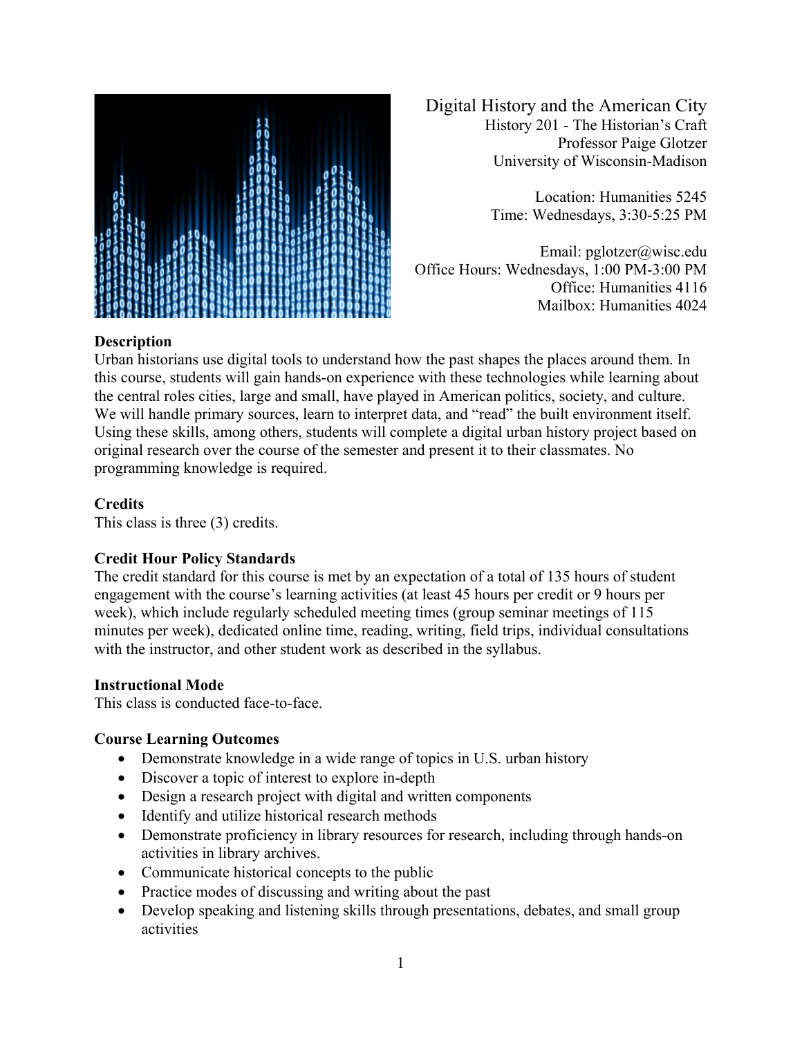# Digital History and the American City

History 201 - The Historian's Craft
Professor Paige Glotzer
University of Wisconsin-Madison

Location: Humanities 5245
Time: Wednesdays, 3:30-5:25 PM

Email: pglotzer@wisc.edu
Office Hours: Wednesdays, 1:00 PM-3:00 PM
Office: Humanities 4116
Mailbox: Humanities 4024

**Description**
Urban historians use digital tools to understand how the past shapes the places around them. In this course, students will gain hands-on experience with these technologies while learning about the central roles cities, large and small, have played in American politics, society, and culture. We will handle primary sources, learn to interpret data, and "read" the built environment itself. Using these skills, among others, students will complete a digital urban history project based on original research over the course of the semester and present it to their classmates. No programming knowledge is required.

**Credits**
This class is three (3) credits.

**Credit Hour Policy Standards**
The credit standard for this course is met by an expectation of a total of 135 hours of student engagement with the course's learning activities (at least 45 hours per credit or 9 hours per week), which include regularly scheduled meeting times (group seminar meetings of 115 minutes per week), dedicated online time, reading, writing, field trips, individual consultations with the instructor, and other student work as described in the syllabus.

**Instructional Mode**
This class is conducted face-to-face.

**Course Learning Outcomes**

- Demonstrate knowledge in a wide range of topics in U.S. urban history
- Discover a topic of interest to explore in-depth
- Design a research project with digital and written components
- Identify and utilize historical research methods
- Demonstrate proficiency in library resources for research, including through hands-on activities in library archives.
- Communicate historical concepts to the public
- Practice modes of discussing and writing about the past
- Develop speaking and listening skills through presentations, debates, and small group activities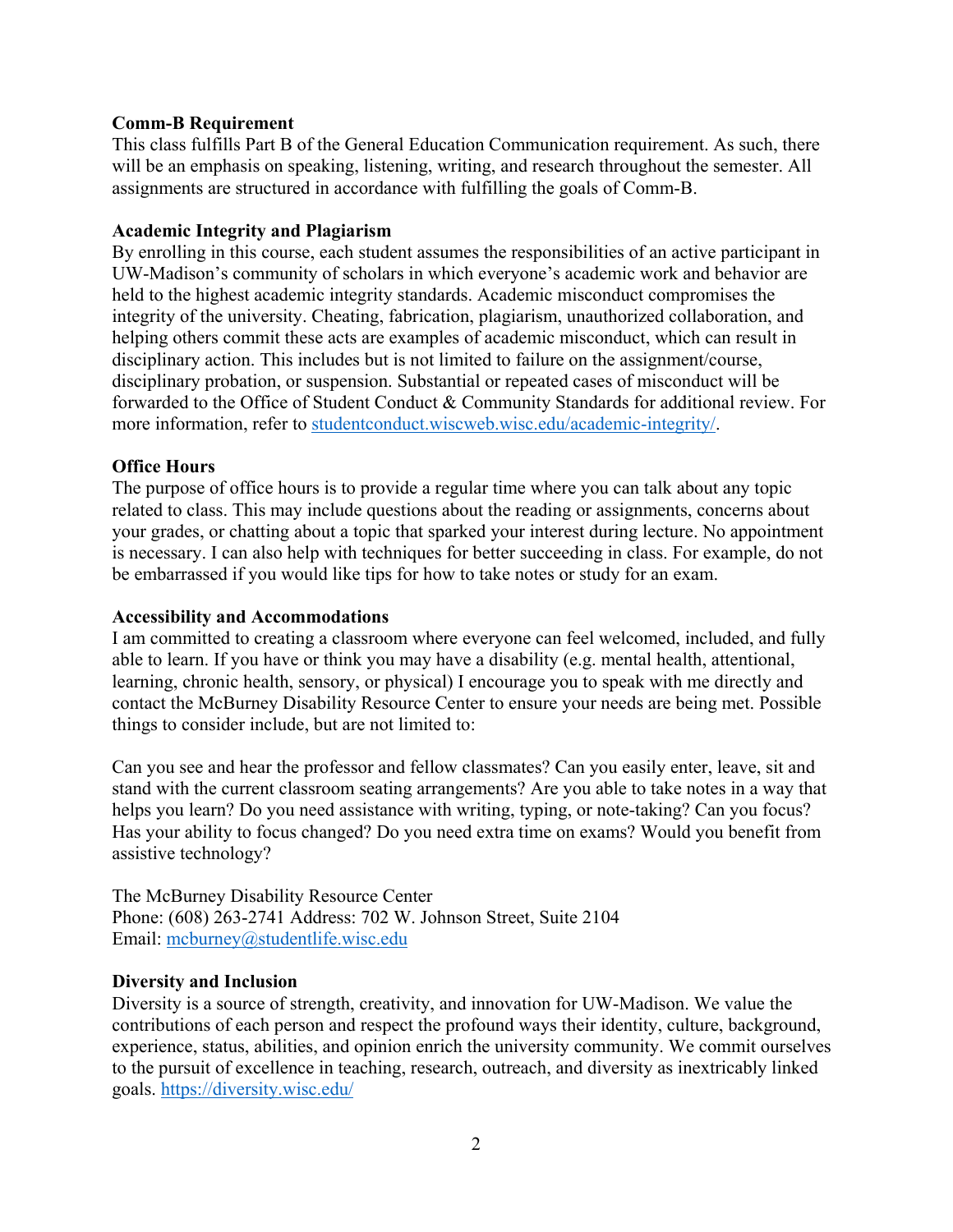**Comm-B Requirement**

This class fulfills Part B of the General Education Communication requirement. As such, there will be an emphasis on speaking, listening, writing, and research throughout the semester. All assignments are structured in accordance with fulfilling the goals of Comm-B.

**Academic Integrity and Plagiarism**

By enrolling in this course, each student assumes the responsibilities of an active participant in UW-Madison's community of scholars in which everyone's academic work and behavior are held to the highest academic integrity standards. Academic misconduct compromises the integrity of the university. Cheating, fabrication, plagiarism, unauthorized collaboration, and helping others commit these acts are examples of academic misconduct, which can result in disciplinary action. This includes but is not limited to failure on the assignment/course, disciplinary probation, or suspension. Substantial or repeated cases of misconduct will be forwarded to the Office of Student Conduct & Community Standards for additional review. For more information, refer to [studentconduct.wiscweb.wisc.edu/academic-integrity/](studentconduct.wiscweb.wisc.edu/academic-integrity/).

**Office Hours**

The purpose of office hours is to provide a regular time where you can talk about any topic related to class. This may include questions about the reading or assignments, concerns about your grades, or chatting about a topic that sparked your interest during lecture. No appointment is necessary. I can also help with techniques for better succeeding in class. For example, do not be embarrassed if you would like tips for how to take notes or study for an exam.

**Accessibility and Accommodations**

I am committed to creating a classroom where everyone can feel welcomed, included, and fully able to learn. If you have or think you may have a disability (e.g. mental health, attentional, learning, chronic health, sensory, or physical) I encourage you to speak with me directly and contact the McBurney Disability Resource Center to ensure your needs are being met. Possible things to consider include, but are not limited to:

Can you see and hear the professor and fellow classmates? Can you easily enter, leave, sit and stand with the current classroom seating arrangements? Are you able to take notes in a way that helps you learn? Do you need assistance with writing, typing, or note-taking? Can you focus? Has your ability to focus changed? Do you need extra time on exams? Would you benefit from assistive technology?

The McBurney Disability Resource Center
Phone: (608) 263-2741 Address: 702 W. Johnson Street, Suite 2104
Email: [mcburney@studentlife.wisc.edu](mailto:mcburney@studentlife.wisc.edu)

**Diversity and Inclusion**

Diversity is a source of strength, creativity, and innovation for UW-Madison. We value the contributions of each person and respect the profound ways their identity, culture, background, experience, status, abilities, and opinion enrich the university community. We commit ourselves to the pursuit of excellence in teaching, research, outreach, and diversity as inextricably linked goals. [https://diversity.wisc.edu/](https://diversity.wisc.edu/)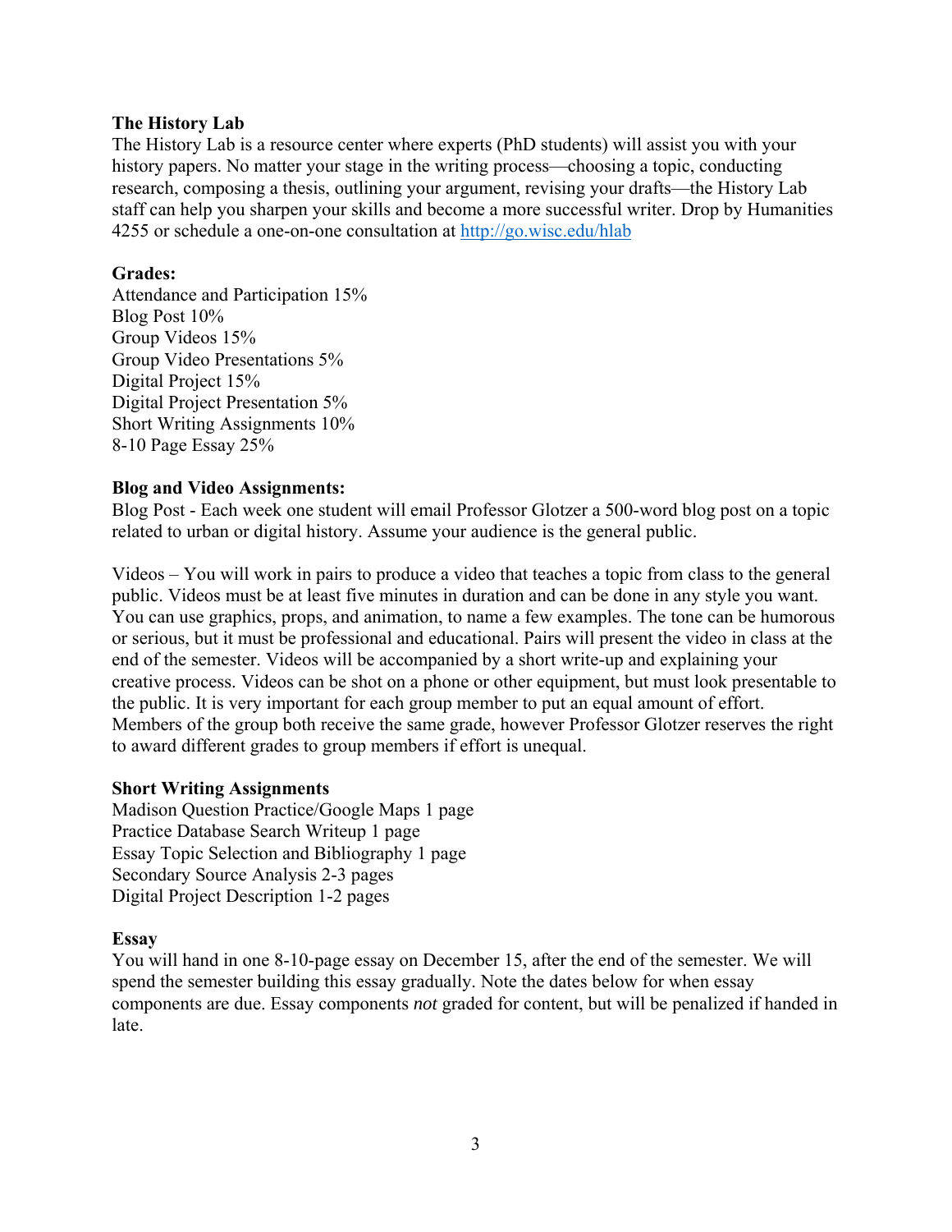**The History Lab**

The History Lab is a resource center where experts (PhD students) will assist you with your history papers. No matter your stage in the writing process—choosing a topic, conducting research, composing a thesis, outlining your argument, revising your drafts—the History Lab staff can help you sharpen your skills and become a more successful writer. Drop by Humanities 4255 or schedule a one-on-one consultation at [http://go.wisc.edu/hlab](http://go.wisc.edu/hlab)

**Grades:**

Attendance and Participation 15%
Blog Post 10%
Group Videos 15%
Group Video Presentations 5%
Digital Project 15%
Digital Project Presentation 5%
Short Writing Assignments 10%
8-10 Page Essay 25%

**Blog and Video Assignments:**

Blog Post - Each week one student will email Professor Glotzer a 500-word blog post on a topic related to urban or digital history. Assume your audience is the general public.

Videos – You will work in pairs to produce a video that teaches a topic from class to the general public. Videos must be at least five minutes in duration and can be done in any style you want. You can use graphics, props, and animation, to name a few examples. The tone can be humorous or serious, but it must be professional and educational. Pairs will present the video in class at the end of the semester. Videos will be accompanied by a short write-up and explaining your creative process. Videos can be shot on a phone or other equipment, but must look presentable to the public. It is very important for each group member to put an equal amount of effort. Members of the group both receive the same grade, however Professor Glotzer reserves the right to award different grades to group members if effort is unequal.

**Short Writing Assignments**

Madison Question Practice/Google Maps 1 page
Practice Database Search Writeup 1 page
Essay Topic Selection and Bibliography 1 page
Secondary Source Analysis 2-3 pages
Digital Project Description 1-2 pages

**Essay**

You will hand in one 8-10-page essay on December 15, after the end of the semester. We will spend the semester building this essay gradually. Note the dates below for when essay components are due. Essay components *not* graded for content, but will be penalized if handed in late.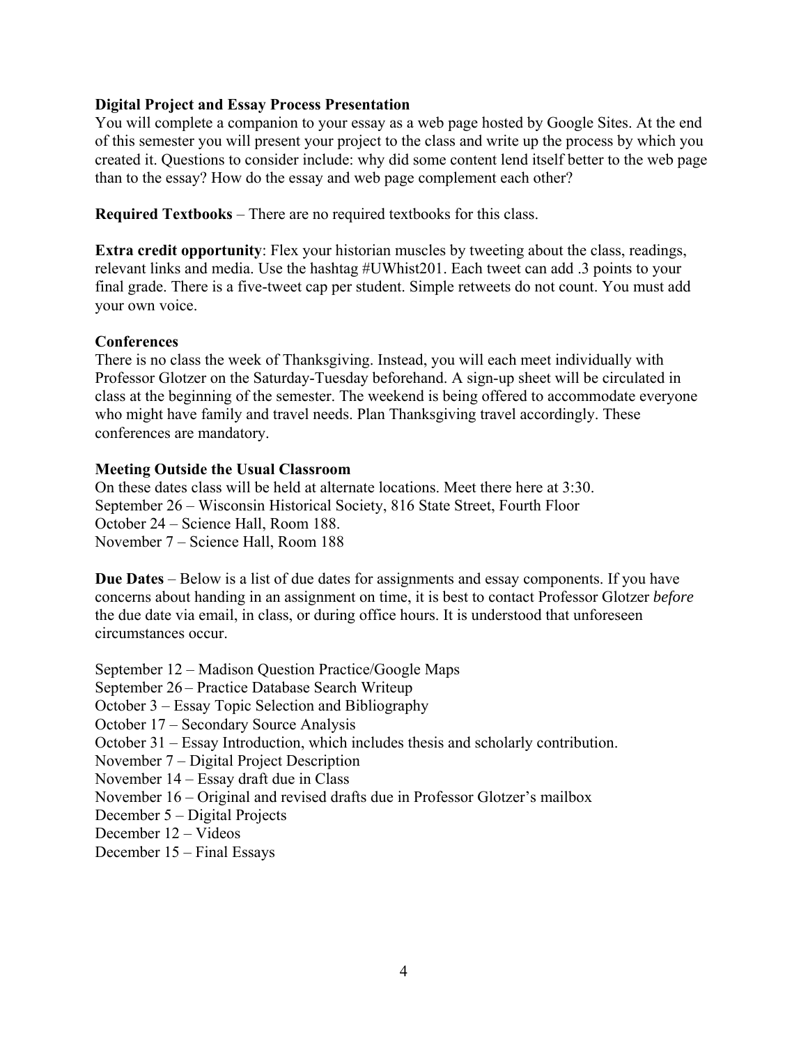**Digital Project and Essay Process Presentation**
You will complete a companion to your essay as a web page hosted by Google Sites. At the end of this semester you will present your project to the class and write up the process by which you created it. Questions to consider include: why did some content lend itself better to the web page than to the essay? How do the essay and web page complement each other?

**Required Textbooks** – There are no required textbooks for this class.

**Extra credit opportunity**: Flex your historian muscles by tweeting about the class, readings, relevant links and media. Use the hashtag #UWhist201. Each tweet can add .3 points to your final grade. There is a five-tweet cap per student. Simple retweets do not count. You must add your own voice.

**Conferences**
There is no class the week of Thanksgiving. Instead, you will each meet individually with Professor Glotzer on the Saturday-Tuesday beforehand. A sign-up sheet will be circulated in class at the beginning of the semester. The weekend is being offered to accommodate everyone who might have family and travel needs. Plan Thanksgiving travel accordingly. These conferences are mandatory.

**Meeting Outside the Usual Classroom**
On these dates class will be held at alternate locations. Meet there here at 3:30.
September 26 – Wisconsin Historical Society, 816 State Street, Fourth Floor
October 24 – Science Hall, Room 188.
November 7 – Science Hall, Room 188

**Due Dates** – Below is a list of due dates for assignments and essay components. If you have concerns about handing in an assignment on time, it is best to contact Professor Glotzer *before* the due date via email, in class, or during office hours. It is understood that unforeseen circumstances occur.

September 12 – Madison Question Practice/Google Maps
September 26 – Practice Database Search Writeup
October 3 – Essay Topic Selection and Bibliography
October 17 – Secondary Source Analysis
October 31 – Essay Introduction, which includes thesis and scholarly contribution.
November 7 – Digital Project Description
November 14 – Essay draft due in Class
November 16 – Original and revised drafts due in Professor Glotzer's mailbox
December 5 – Digital Projects
December 12 – Videos
December 15 – Final Essays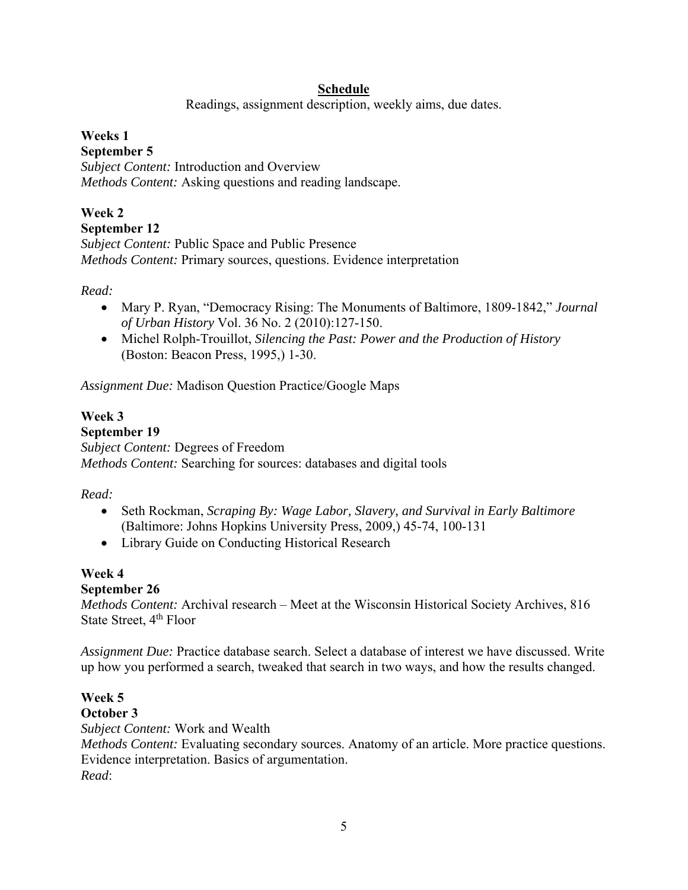## Schedule

Readings, assignment description, weekly aims, due dates.

**Weeks 1**
**September 5**
*Subject Content:* Introduction and Overview
*Methods Content:* Asking questions and reading landscape.

**Week 2**
**September 12**
*Subject Content:* Public Space and Public Presence
*Methods Content:* Primary sources, questions. Evidence interpretation

*Read:*

- Mary P. Ryan, "Democracy Rising: The Monuments of Baltimore, 1809-1842," *Journal of Urban History* Vol. 36 No. 2 (2010):127-150.
- Michel Rolph-Trouillot, *Silencing the Past: Power and the Production of History* (Boston: Beacon Press, 1995,) 1-30.

*Assignment Due:* Madison Question Practice/Google Maps

**Week 3**
**September 19**
*Subject Content:* Degrees of Freedom
*Methods Content:* Searching for sources: databases and digital tools

*Read:*

- Seth Rockman, *Scraping By: Wage Labor, Slavery, and Survival in Early Baltimore* (Baltimore: Johns Hopkins University Press, 2009,) 45-74, 100-131
- Library Guide on Conducting Historical Research

**Week 4**
**September 26**
*Methods Content:* Archival research – Meet at the Wisconsin Historical Society Archives, 816 State Street, 4th Floor

*Assignment Due:* Practice database search. Select a database of interest we have discussed. Write up how you performed a search, tweaked that search in two ways, and how the results changed.

**Week 5**
**October 3**
*Subject Content:* Work and Wealth
*Methods Content:* Evaluating secondary sources. Anatomy of an article. More practice questions. Evidence interpretation. Basics of argumentation.
*Read*: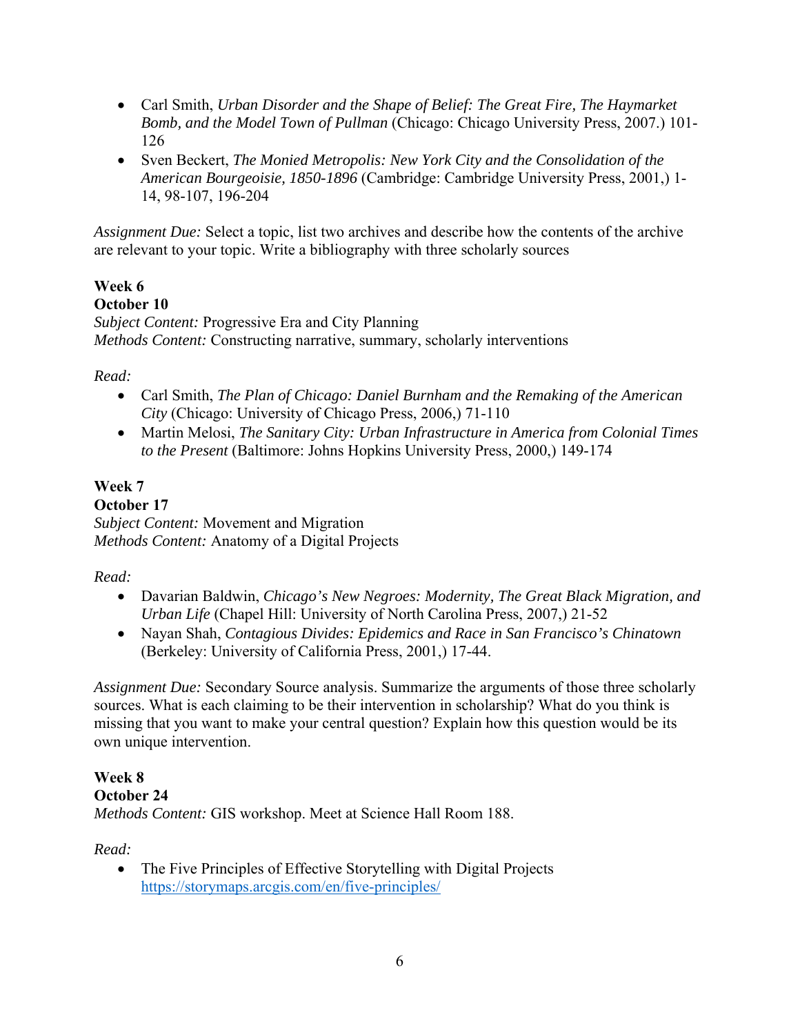- Carl Smith, *Urban Disorder and the Shape of Belief: The Great Fire, The Haymarket Bomb, and the Model Town of Pullman* (Chicago: Chicago University Press, 2007.) 101-126
- Sven Beckert, *The Monied Metropolis: New York City and the Consolidation of the American Bourgeoisie, 1850-1896* (Cambridge: Cambridge University Press, 2001,) 1-14, 98-107, 196-204

*Assignment Due:* Select a topic, list two archives and describe how the contents of the archive are relevant to your topic. Write a bibliography with three scholarly sources

**Week 6**
**October 10**
*Subject Content:* Progressive Era and City Planning
*Methods Content:* Constructing narrative, summary, scholarly interventions

*Read:*

- Carl Smith, *The Plan of Chicago: Daniel Burnham and the Remaking of the American City* (Chicago: University of Chicago Press, 2006,) 71-110
- Martin Melosi, *The Sanitary City: Urban Infrastructure in America from Colonial Times to the Present* (Baltimore: Johns Hopkins University Press, 2000,) 149-174

**Week 7**
**October 17**
*Subject Content:* Movement and Migration
*Methods Content:* Anatomy of a Digital Projects

*Read:*

- Davarian Baldwin, *Chicago's New Negroes: Modernity, The Great Black Migration, and Urban Life* (Chapel Hill: University of North Carolina Press, 2007,) 21-52
- Nayan Shah, *Contagious Divides: Epidemics and Race in San Francisco's Chinatown* (Berkeley: University of California Press, 2001,) 17-44.

*Assignment Due:* Secondary Source analysis. Summarize the arguments of those three scholarly sources. What is each claiming to be their intervention in scholarship? What do you think is missing that you want to make your central question? Explain how this question would be its own unique intervention.

**Week 8**
**October 24**
*Methods Content:* GIS workshop. Meet at Science Hall Room 188.

*Read:*

- The Five Principles of Effective Storytelling with Digital Projects https://storymaps.arcgis.com/en/five-principles/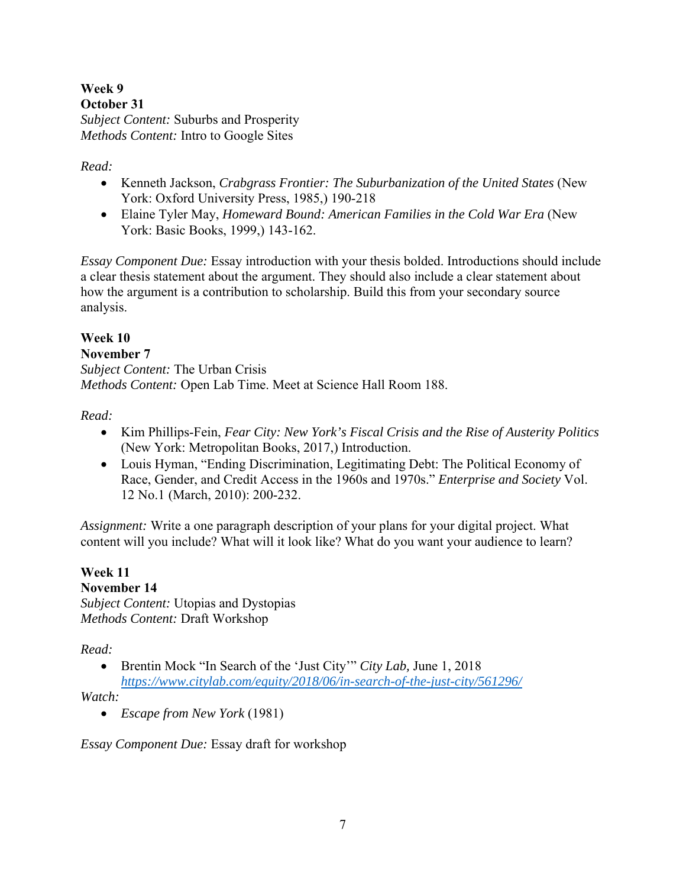**Week 9**
**October 31**
*Subject Content:* Suburbs and Prosperity
*Methods Content:* Intro to Google Sites

*Read:*

- Kenneth Jackson, *Crabgrass Frontier: The Suburbanization of the United States* (New York: Oxford University Press, 1985,) 190-218
- Elaine Tyler May, *Homeward Bound: American Families in the Cold War Era* (New York: Basic Books, 1999,) 143-162.

*Essay Component Due:* Essay introduction with your thesis bolded. Introductions should include a clear thesis statement about the argument. They should also include a clear statement about how the argument is a contribution to scholarship. Build this from your secondary source analysis.

**Week 10**
**November 7**
*Subject Content:* The Urban Crisis
*Methods Content:* Open Lab Time. Meet at Science Hall Room 188.

*Read:*

- Kim Phillips-Fein, *Fear City: New York's Fiscal Crisis and the Rise of Austerity Politics* (New York: Metropolitan Books, 2017,) Introduction.
- Louis Hyman, "Ending Discrimination, Legitimating Debt: The Political Economy of Race, Gender, and Credit Access in the 1960s and 1970s." *Enterprise and Society* Vol. 12 No.1 (March, 2010): 200-232.

*Assignment:* Write a one paragraph description of your plans for your digital project. What content will you include? What will it look like? What do you want your audience to learn?

**Week 11**
**November 14**
*Subject Content:* Utopias and Dystopias
*Methods Content:* Draft Workshop

*Read:*

- Brentin Mock "In Search of the 'Just City'" *City Lab,* June 1, 2018 *https://www.citylab.com/equity/2018/06/in-search-of-the-just-city/561296/*

*Watch:*

- *Escape from New York* (1981)

*Essay Component Due:* Essay draft for workshop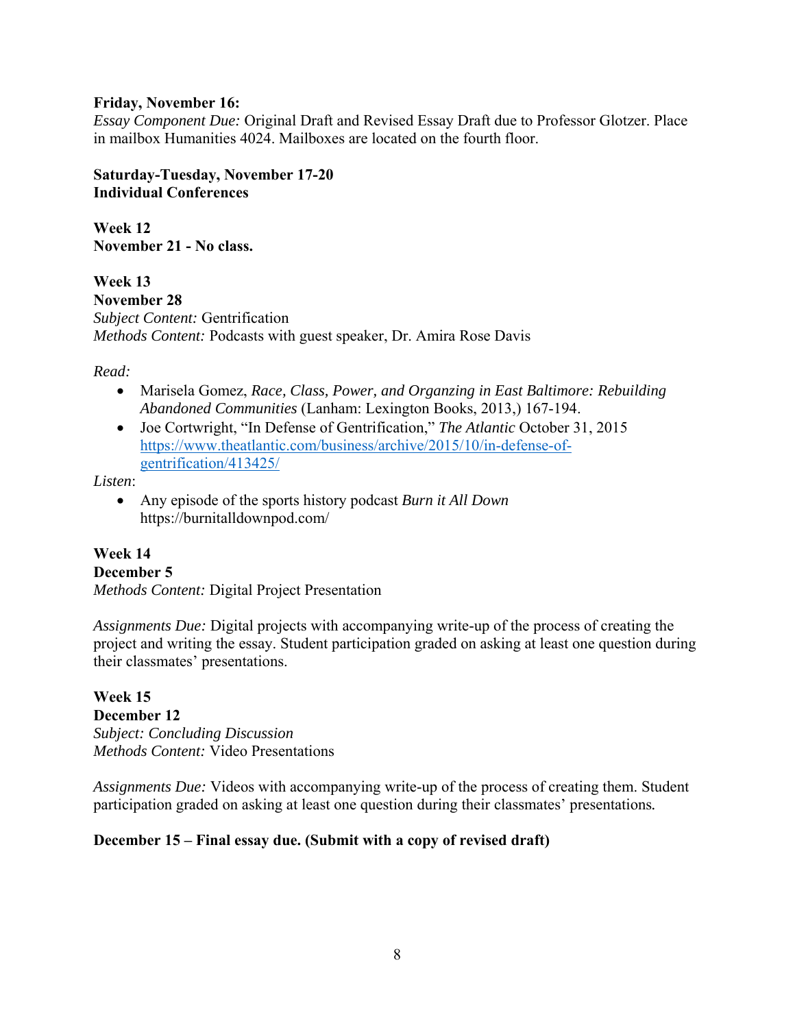**Friday, November 16:**
*Essay Component Due:* Original Draft and Revised Essay Draft due to Professor Glotzer. Place in mailbox Humanities 4024. Mailboxes are located on the fourth floor.

**Saturday-Tuesday, November 17-20**
**Individual Conferences**

**Week 12**
**November 21 - No class.**

**Week 13**
**November 28**
*Subject Content:* Gentrification
*Methods Content:* Podcasts with guest speaker, Dr. Amira Rose Davis

*Read:*

- Marisela Gomez, *Race, Class, Power, and Organzing in East Baltimore: Rebuilding Abandoned Communities* (Lanham: Lexington Books, 2013,) 167-194.
- Joe Cortwright, "In Defense of Gentrification," *The Atlantic* October 31, 2015 [https://www.theatlantic.com/business/archive/2015/10/in-defense-of-gentrification/413425/](https://www.theatlantic.com/business/archive/2015/10/in-defense-of-gentrification/413425/)

*Listen*:

- Any episode of the sports history podcast *Burn it All Down* https://burnitalldownpod.com/

**Week 14**
**December 5**
*Methods Content:* Digital Project Presentation

*Assignments Due:* Digital projects with accompanying write-up of the process of creating the project and writing the essay. Student participation graded on asking at least one question during their classmates' presentations.

**Week 15**
**December 12**
*Subject: Concluding Discussion*
*Methods Content:* Video Presentations

*Assignments Due:* Videos with accompanying write-up of the process of creating them. Student participation graded on asking at least one question during their classmates' presentations.

**December 15 – Final essay due. (Submit with a copy of revised draft)**